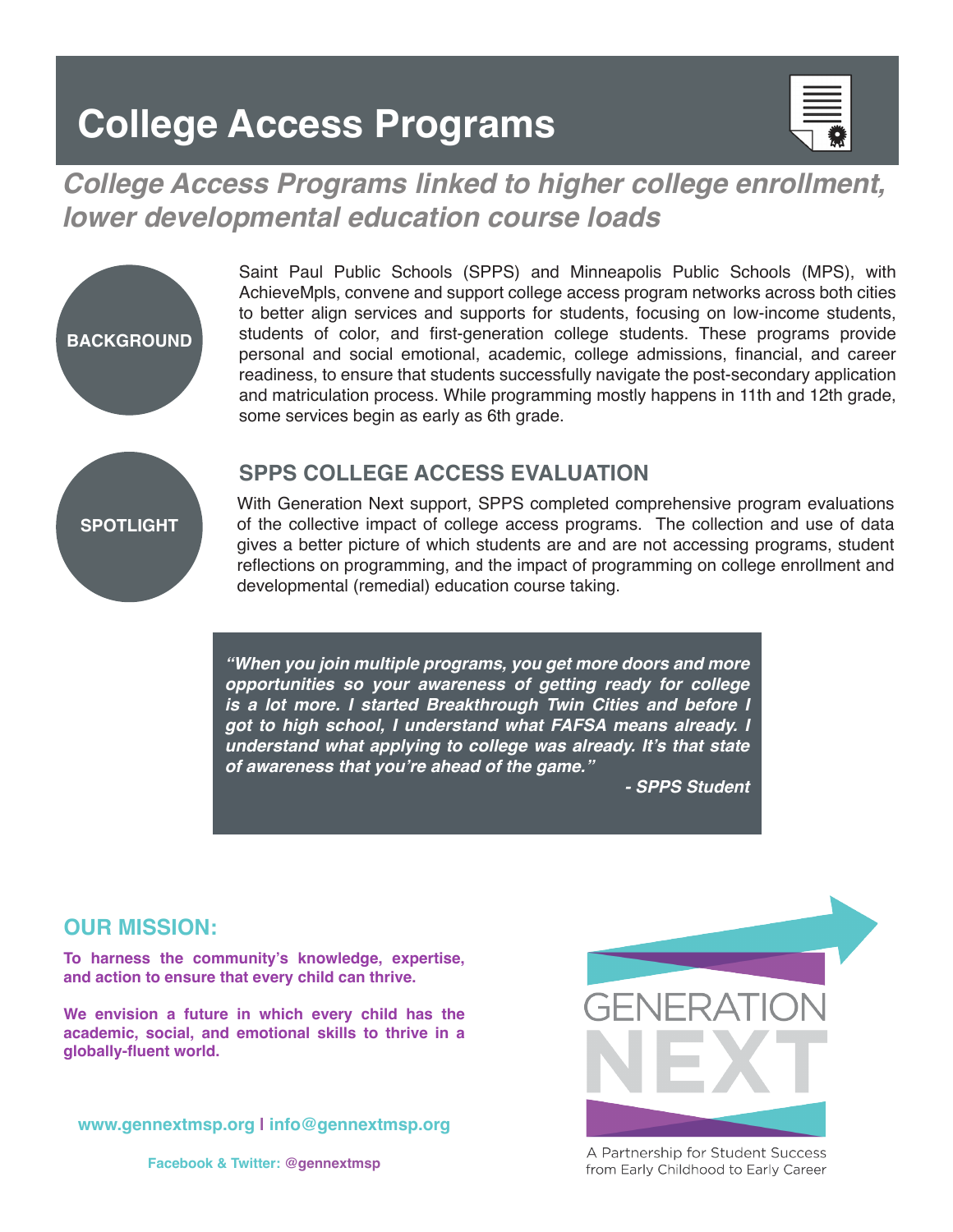# College Access Programs

## *College Access Programs linked to higher college enrollment, lower developmental education course loads*

**BACKGROUND**

Saint Paul Public Schools (SPPS) and Minneapolis Public Schools (MPS), with AchieveMpls, convene and support college access program networks across both cities to better align services and supports for students, focusing on low-income students, students of color, and first-generation college students. These programs provide personal and social emotional, academic, college admissions, financial, and career readiness, to ensure that students successfully navigate the post-secondary application and matriculation process. While programming mostly happens in 11th and 12th grade, some services begin as early as 6th grade.

**SPOTLIGHT**

### SPPS COLLEGE ACCESS EVALUATION

With Generation Next support, SPPS completed comprehensive program evaluations of the collective impact of college access programs. The collection and use of data gives a better picture of which students are and are not accessing programs, student reflections on programming, and the impact of programming on college enrollment and developmental (remedial) education course taking.

> ***"When you join multiple programs, you get more doors and more opportunities so your awareness of getting ready for college is a lot more. I started Breakthrough Twin Cities and before I got to high school, I understand what FAFSA means already. I understand what applying to college was already. It's that state of awareness that you're ahead of the game."***
>
> ***- SPPS Student***

### OUR MISSION:

**To harness the community's knowledge, expertise, and action to ensure that every child can thrive.**

**We envision a future in which every child has the academic, social, and emotional skills to thrive in a globally-fluent world.**

**www.gennextmsp.org | info@gennextmsp.org**

**Facebook & Twitter: @gennextmsp**

GENERATION NEXT

A Partnership for Student Success from Early Childhood to Early Career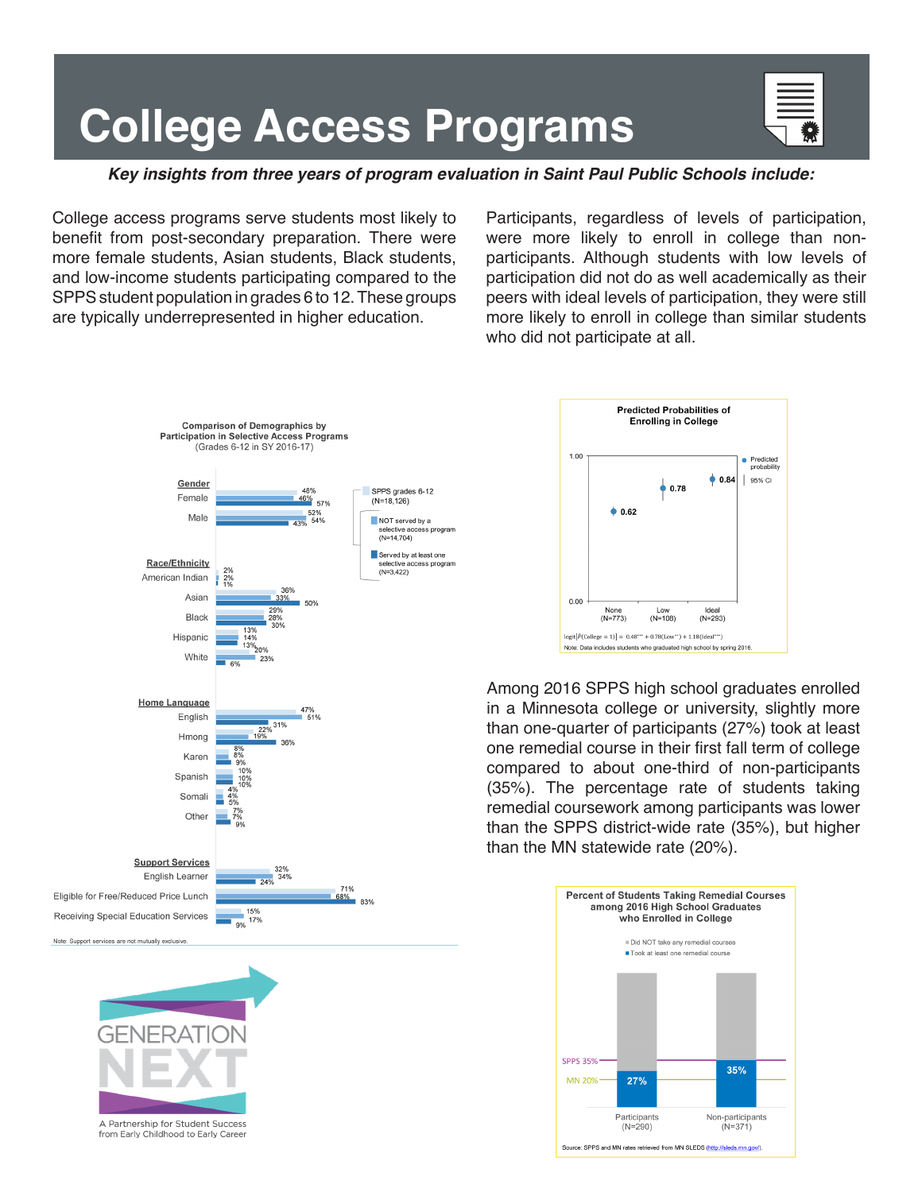# College Access Programs

***Key insights from three years of program evaluation in Saint Paul Public Schools include:***

College access programs serve students most likely to benefit from post-secondary preparation. There were more female students, Asian students, Black students, and low-income students participating compared to the SPPS student population in grades 6 to 12. These groups are typically underrepresented in higher education.

Participants, regardless of levels of participation, were more likely to enroll in college than non-participants. Although students with low levels of participation did not do as well academically as their peers with ideal levels of participation, they were still more likely to enroll in college than similar students who did not participate at all.

**Comparison of Demographics by Participation in Selective Access Programs**
(Grades 6-12 in SY 2016-17)

SPPS grades 6-12 (N=18,126)
NOT served by a selective access program (N=14,704)
Served by at least one selective access program (N=3,422)

Gender
Female 48% 46% 57%
Male 52% 54% 43%

Race/Ethnicity
American Indian 2% 2% 1%
Asian 36% 33% 50%
Black 29% 28% 30%
Hispanic 13% 14% 13%
White 20% 23% 6%

Home Language
English 47% 51% 31%
Hmong 22% 19% 36%
Karen 8% 8% 9%
Spanish 10% 10% 10%
Somali 4% 4% 5%
Other 7% 7% 9%

Support Services
English Learner 32% 34% 24%
Eligible for Free/Reduced Price Lunch 71% 68% 83%
Receiving Special Education Services 15% 17% 9%

Note: Support services are not mutually exclusive.

**Predicted Probabilities of Enrolling in College**

1.00
0.00
Predicted probability
95% CI
0.62
0.78
0.84
None (N=773)
Low (N=108)
Ideal (N=293)

$\text{logit}[\hat{P}(\text{College}=1)] = 0.48^{***} + 0.78(\text{Low}^{**}) + 1.18(\text{Ideal}^{***})$

Note: Data includes students who graduated high school by spring 2016.

Among 2016 SPPS high school graduates enrolled in a Minnesota college or university, slightly more than one-quarter of participants (27%) took at least one remedial course in their first fall term of college compared to about one-third of non-participants (35%). The percentage rate of students taking remedial coursework among participants was lower than the SPPS district-wide rate (35%), but higher than the MN statewide rate (20%).

**Percent of Students Taking Remedial Courses among 2016 High School Graduates who Enrolled in College**

Did NOT take any remedial courses
Took at least one remedial course

SPPS 35%
MN 20%
27%
35%
Participants (N=290)
Non-participants (N=371)

Source: SPPS and MN rates retrieved from MN SLEDS (http://sleds.mn.gov/).

GENERATION NEXT
A Partnership for Student Success from Early Childhood to Early Career